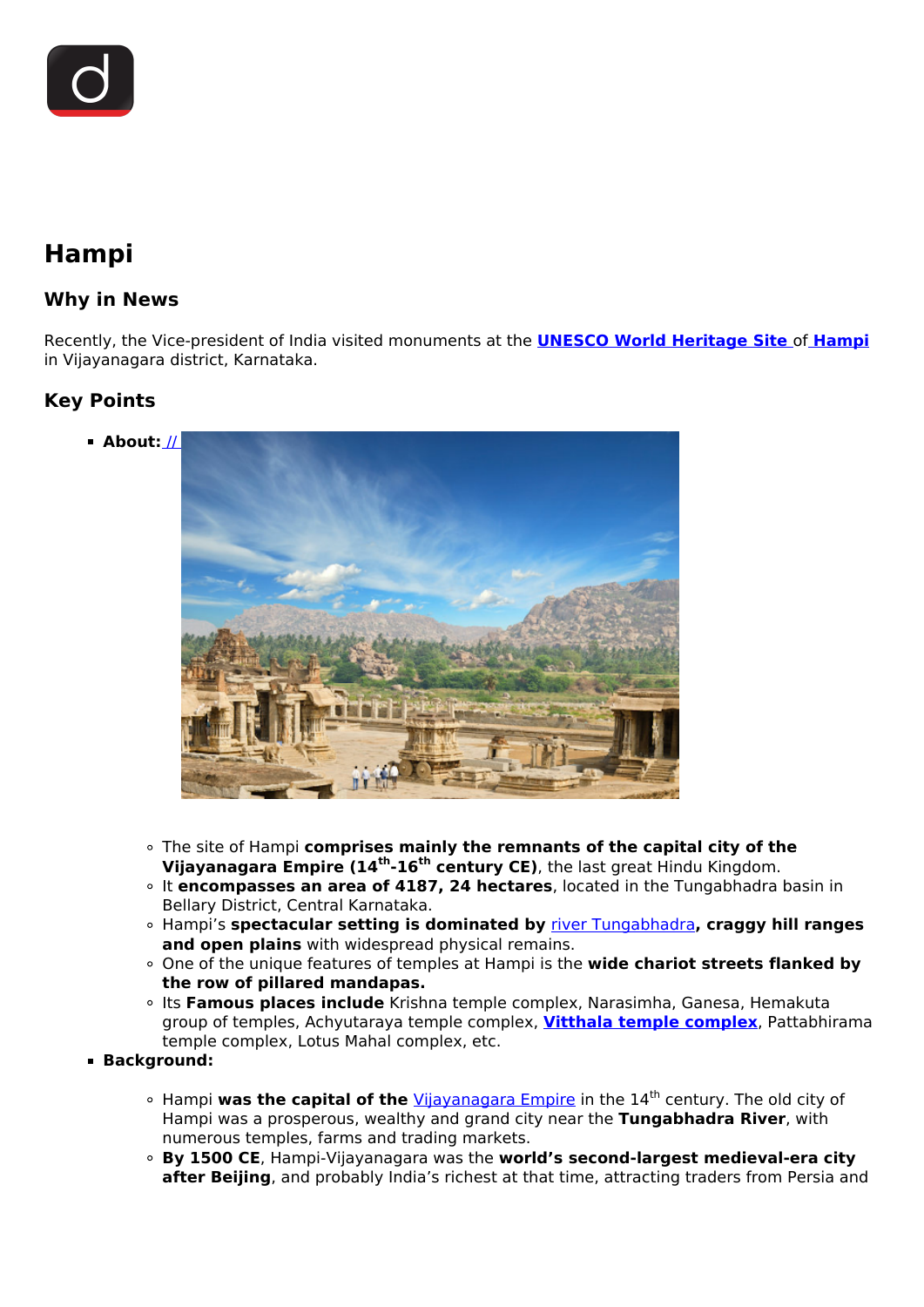# Hampi

## Why in News

Recently, the Vice-president of India visited monuments at the **UNESCO World Heritage Site** of **Hampi** in Vijayanagara district, Karnataka.

## Key Points

- **About:** //
  - The site of Hampi **comprises mainly the remnants of the capital city of the Vijayanagara Empire (14th-16th century CE)**, the last great Hindu Kingdom.
  - It **encompasses an area of 4187, 24 hectares**, located in the Tungabhadra basin in Bellary District, Central Karnataka.
  - Hampi's **spectacular setting is dominated by** river Tungabhadra**, craggy hill ranges and open plains** with widespread physical remains.
  - One of the unique features of temples at Hampi is the **wide chariot streets flanked by the row of pillared mandapas.**
  - Its **Famous places include** Krishna temple complex, Narasimha, Ganesa, Hemakuta group of temples, Achyutaraya temple complex, **Vitthala temple complex**, Pattabhirama temple complex, Lotus Mahal complex, etc.
- **Background:**
  - Hampi **was the capital of the** Vijayanagara Empire in the 14th century. The old city of Hampi was a prosperous, wealthy and grand city near the **Tungabhadra River**, with numerous temples, farms and trading markets.
  - **By 1500 CE**, Hampi-Vijayanagara was the **world's second-largest medieval-era city after Beijing**, and probably India's richest at that time, attracting traders from Persia and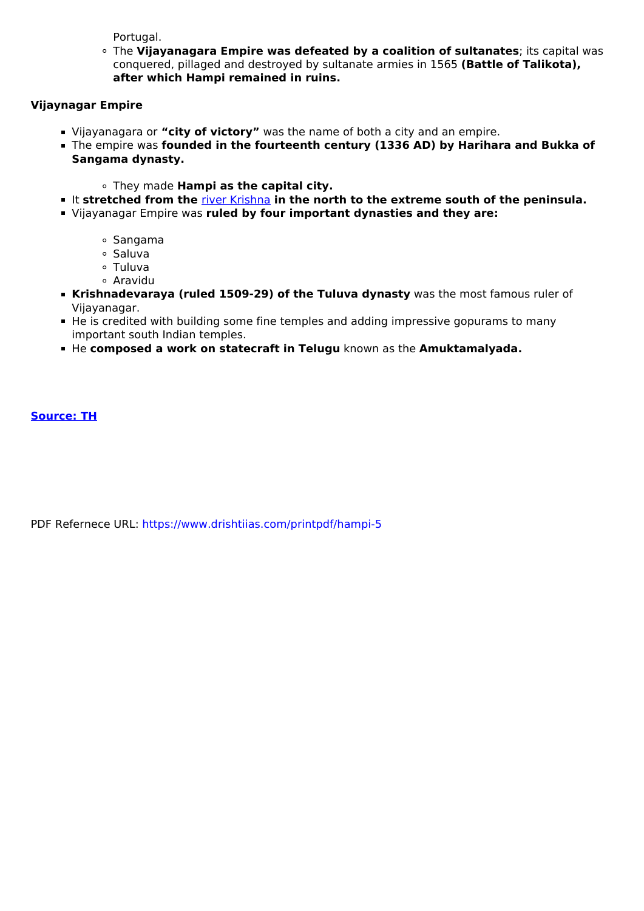Portugal.

- The **Vijayanagara Empire was defeated by a coalition of sultanates**; its capital was conquered, pillaged and destroyed by sultanate armies in 1565 **(Battle of Talikota), after which Hampi remained in ruins.**

**Vijaynagar Empire**

- Vijayanagara or **"city of victory"** was the name of both a city and an empire.
- The empire was **founded in the fourteenth century (1336 AD) by Harihara and Bukka of Sangama dynasty.**
  - They made **Hampi as the capital city.**
- It **stretched from the** river Krishna **in the north to the extreme south of the peninsula.**
- Vijayanagar Empire was **ruled by four important dynasties and they are:**
  - Sangama
  - Saluva
  - Tuluva
  - Aravidu
- **Krishnadevaraya (ruled 1509-29) of the Tuluva dynasty** was the most famous ruler of Vijayanagar.
- He is credited with building some fine temples and adding impressive gopurams to many important south Indian temples.
- He **composed a work on statecraft in Telugu** known as the **Amuktamalyada.**

**Source: TH**

PDF Refernece URL: https://www.drishtiias.com/printpdf/hampi-5